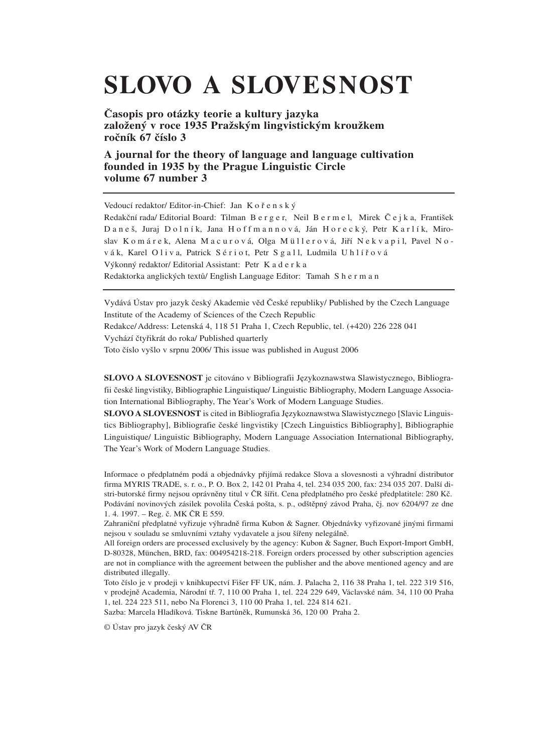# SLOVO A SLOVESNOST

**Časopis pro otázky teorie a kultury jazyka**
**založený v roce 1935 Pražským lingvistickým kroužkem**
**ročník 67 číslo 3**

**A journal for the theory of language and language cultivation**
**founded in 1935 by the Prague Linguistic Circle**
**volume 67 number 3**

---

Vedoucí redaktor/ Editor-in-Chief: Jan K o ř e n s k ý

Redakční rada/ Editorial Board: Tilman B e r g e r, Neil B e r m e l, Mirek Č e j k a, František D a n e š, Juraj D o l n í k, Jana H o f f m a n n o v á, Ján H o r e c k ý, Petr K a r l í k, Miroslav K o m á r e k, Alena M a c u r o v á, Olga M ü l l e r o v á, Jiří N e k v a p i l, Pavel N o v á k, Karel O l i v a, Patrick S é r i o t, Petr S g a l l, Ludmila U h l í ř o v á

Výkonný redaktor/ Editorial Assistant: Petr K a d e r k a

Redaktorka anglických textů/ English Language Editor: Tamah S h e r m a n

---

Vydává Ústav pro jazyk český Akademie věd České republiky/ Published by the Czech Language Institute of the Academy of Sciences of the Czech Republic

Redakce/ Address: Letenská 4, 118 51 Praha 1, Czech Republic, tel. (+420) 226 228 041

Vychází čtyřikrát do roka/ Published quarterly

Toto číslo vyšlo v srpnu 2006/ This issue was published in August 2006

**SLOVO A SLOVESNOST** je citováno v Bibliografii Językoznawstwa Slawistycznego, Bibliografii české lingvistiky, Bibliographie Linguistique/ Linguistic Bibliography, Modern Language Association International Bibliography, The Year's Work of Modern Language Studies.

**SLOVO A SLOVESNOST** is cited in Bibliografia Językoznawstwa Slawistycznego [Slavic Linguistics Bibliography], Bibliografie české lingvistiky [Czech Linguistics Bibliography], Bibliographie Linguistique/ Linguistic Bibliography, Modern Language Association International Bibliography, The Year's Work of Modern Language Studies.

Informace o předplatném podá a objednávky přijímá redakce Slova a slovesnosti a výhradní distributor firma MYRIS TRADE, s. r. o., P. O. Box 2, 142 01 Praha 4, tel. 234 035 200, fax: 234 035 207. Další distri-butorské firmy nejsou oprávněny titul v ČR šířit. Cena předplatného pro české předplatitele: 280 Kč. Podávání novinových zásilek povolila Česká pošta, s. p., odštěpný závod Praha, čj. nov 6204/97 ze dne 1. 4. 1997. – Reg. č. MK ČR E 559.

Zahraniční předplatné vyřizuje výhradně firma Kubon & Sagner. Objednávky vyřizované jinými firmami nejsou v souladu se smluvními vztahy vydavatele a jsou šířeny nelegálně.

All foreign orders are processed exclusively by the agency: Kubon & Sagner, Buch Export-Import GmbH, D-80328, München, BRD, fax: 004954218-218. Foreign orders processed by other subscription agencies are not in compliance with the agreement between the publisher and the above mentioned agency and are distributed illegally.

Toto číslo je v prodeji v knihkupectví Fišer FF UK, nám. J. Palacha 2, 116 38 Praha 1, tel. 222 319 516, v prodejně Academia, Národní tř. 7, 110 00 Praha 1, tel. 224 229 649, Václavské nám. 34, 110 00 Praha 1, tel. 224 223 511, nebo Na Florenci 3, 110 00 Praha 1, tel. 224 814 621.

Sazba: Marcela Hladíková. Tiskne Bartůněk, Rumunská 36, 120 00 Praha 2.

© Ústav pro jazyk český AV ČR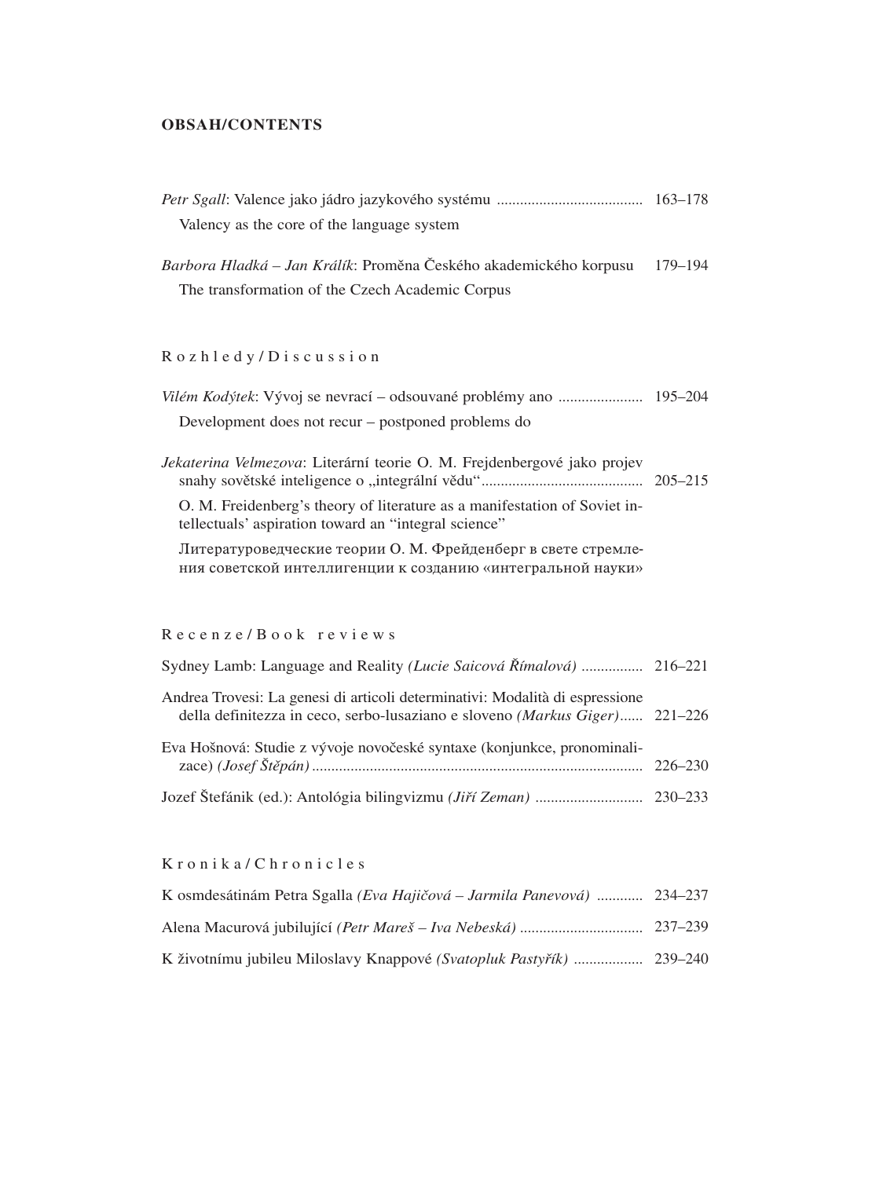**OBSAH/CONTENTS**

*Petr Sgall*: Valence jako jádro jazykového systému ...................................... 163–178
Valency as the core of the language system

*Barbora Hladká – Jan Králík*: Proměna Českého akademického korpusu 179–194
The transformation of the Czech Academic Corpus

## Rozhledy/Discussion

*Vilém Kodýtek*: Vývoj se nevrací – odsouvané problémy ano ...................... 195–204
Development does not recur – postponed problems do

*Jekaterina Velmezova*: Literární teorie O. M. Frejdenbergové jako projev snahy sovětské inteligence o „integrální vědu“.......................................... 205–215
O. M. Freidenberg’s theory of literature as a manifestation of Soviet intellectuals’ aspiration toward an “integral science”
Литературоведческие теории О. М. Фрейденберг в свете стремления советской интеллигенции к созданию «интегральной науки»

## Recenze/Book reviews

Sydney Lamb: Language and Reality *(Lucie Saicová Římalová)* ................ 216–221

Andrea Trovesi: La genesi di articoli determinativi: Modalità di espressione della definitezza in ceco, serbo-lusaziano e sloveno *(Markus Giger)*...... 221–226

Eva Hošnová: Studie z vývoje novočeské syntaxe (konjunkce, pronominalizace) *(Josef Štěpán)*..................................................................................... 226–230

Jozef Štefánik (ed.): Antológia bilingvizmu *(Jiří Zeman)* ............................ 230–233

## Kronika/Chronicles

K osmdesátinám Petra Sgalla *(Eva Hajičová – Jarmila Panevová)* ............ 234–237

Alena Macurová jubilující *(Petr Mareš – Iva Nebeská)* ................................ 237–239

K životnímu jubileu Miloslavy Knappové *(Svatopluk Pastyřík)* .................. 239–240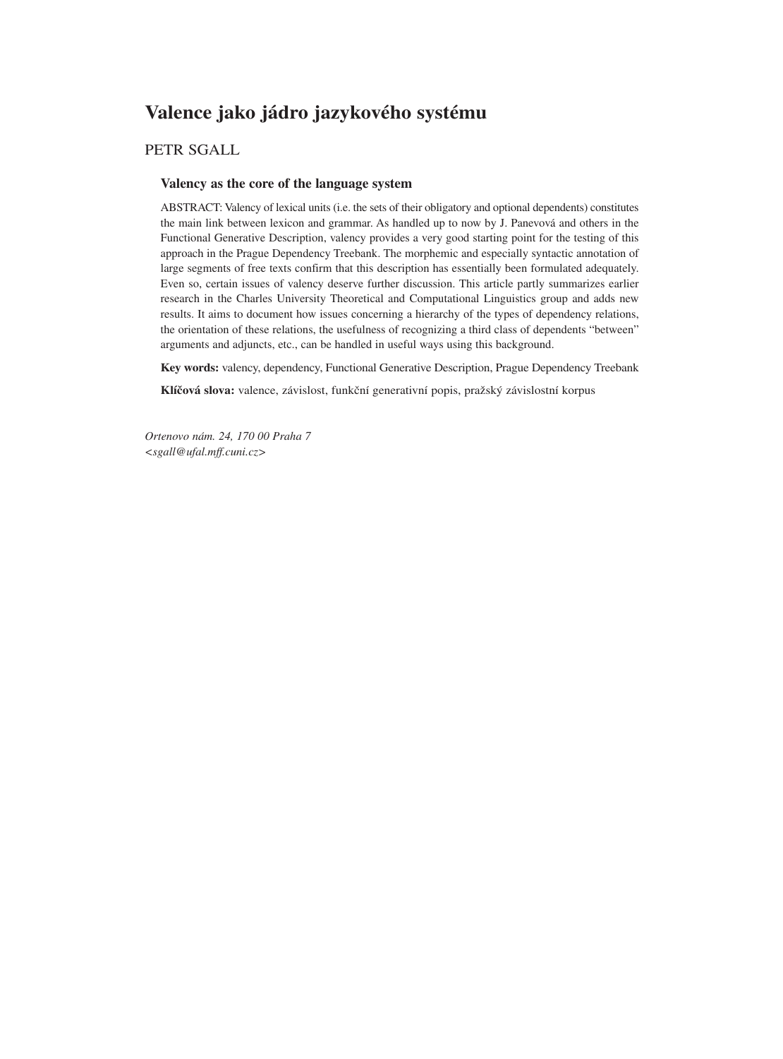# Valence jako jádro jazykového systému

PETR SGALL

### Valency as the core of the language system

ABSTRACT: Valency of lexical units (i.e. the sets of their obligatory and optional dependents) constitutes the main link between lexicon and grammar. As handled up to now by J. Panevová and others in the Functional Generative Description, valency provides a very good starting point for the testing of this approach in the Prague Dependency Treebank. The morphemic and especially syntactic annotation of large segments of free texts confirm that this description has essentially been formulated adequately. Even so, certain issues of valency deserve further discussion. This article partly summarizes earlier research in the Charles University Theoretical and Computational Linguistics group and adds new results. It aims to document how issues concerning a hierarchy of the types of dependency relations, the orientation of these relations, the usefulness of recognizing a third class of dependents "between" arguments and adjuncts, etc., can be handled in useful ways using this background.

**Key words:** valency, dependency, Functional Generative Description, Prague Dependency Treebank

**Klíčová slova:** valence, závislost, funkční generativní popis, pražský závislostní korpus

*Ortenovo nám. 24, 170 00 Praha 7*
*<sgall@ufal.mff.cuni.cz>*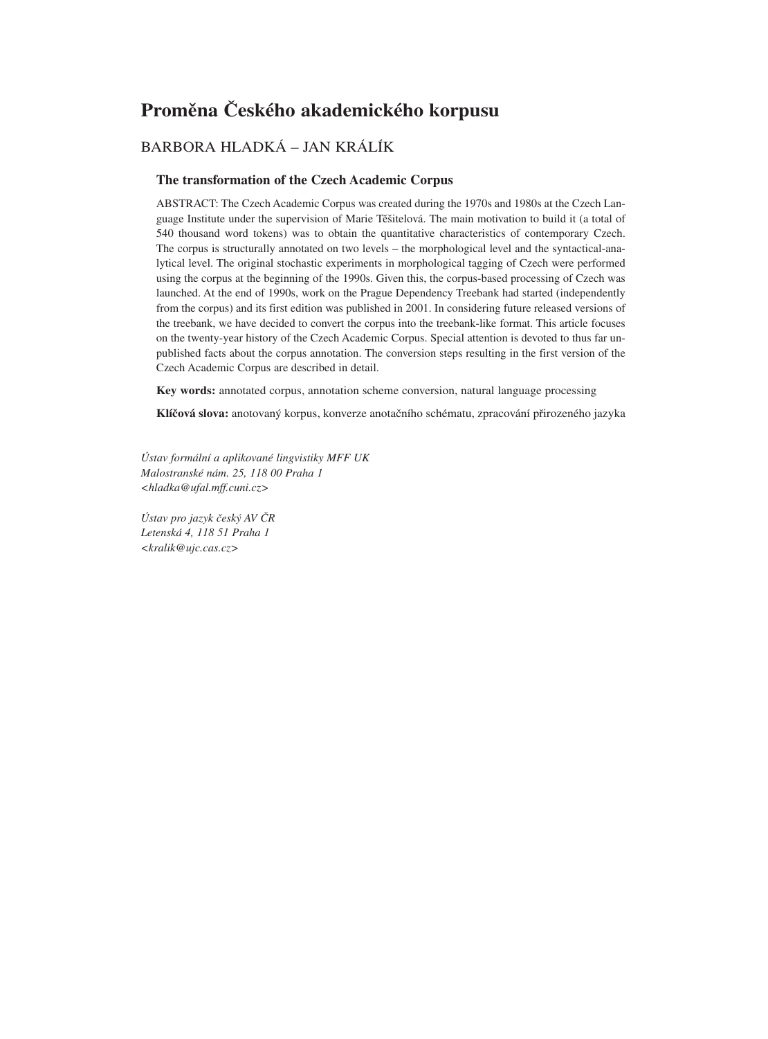# Proměna Českého akademického korpusu

BARBORA HLADKÁ – JAN KRÁLÍK

### The transformation of the Czech Academic Corpus

ABSTRACT: The Czech Academic Corpus was created during the 1970s and 1980s at the Czech Language Institute under the supervision of Marie Těšitelová. The main motivation to build it (a total of 540 thousand word tokens) was to obtain the quantitative characteristics of contemporary Czech. The corpus is structurally annotated on two levels – the morphological level and the syntactical-analytical level. The original stochastic experiments in morphological tagging of Czech were performed using the corpus at the beginning of the 1990s. Given this, the corpus-based processing of Czech was launched. At the end of 1990s, work on the Prague Dependency Treebank had started (independently from the corpus) and its first edition was published in 2001. In considering future released versions of the treebank, we have decided to convert the corpus into the treebank-like format. This article focuses on the twenty-year history of the Czech Academic Corpus. Special attention is devoted to thus far unpublished facts about the corpus annotation. The conversion steps resulting in the first version of the Czech Academic Corpus are described in detail.

**Key words:** annotated corpus, annotation scheme conversion, natural language processing

**Klíčová slova:** anotovaný korpus, konverze anotačního schématu, zpracování přirozeného jazyka

*Ústav formální a aplikované lingvistiky MFF UK*
*Malostranské nám. 25, 118 00 Praha 1*
*<hladka@ufal.mff.cuni.cz>*

*Ústav pro jazyk český AV ČR*
*Letenská 4, 118 51 Praha 1*
*<kralik@ujc.cas.cz>*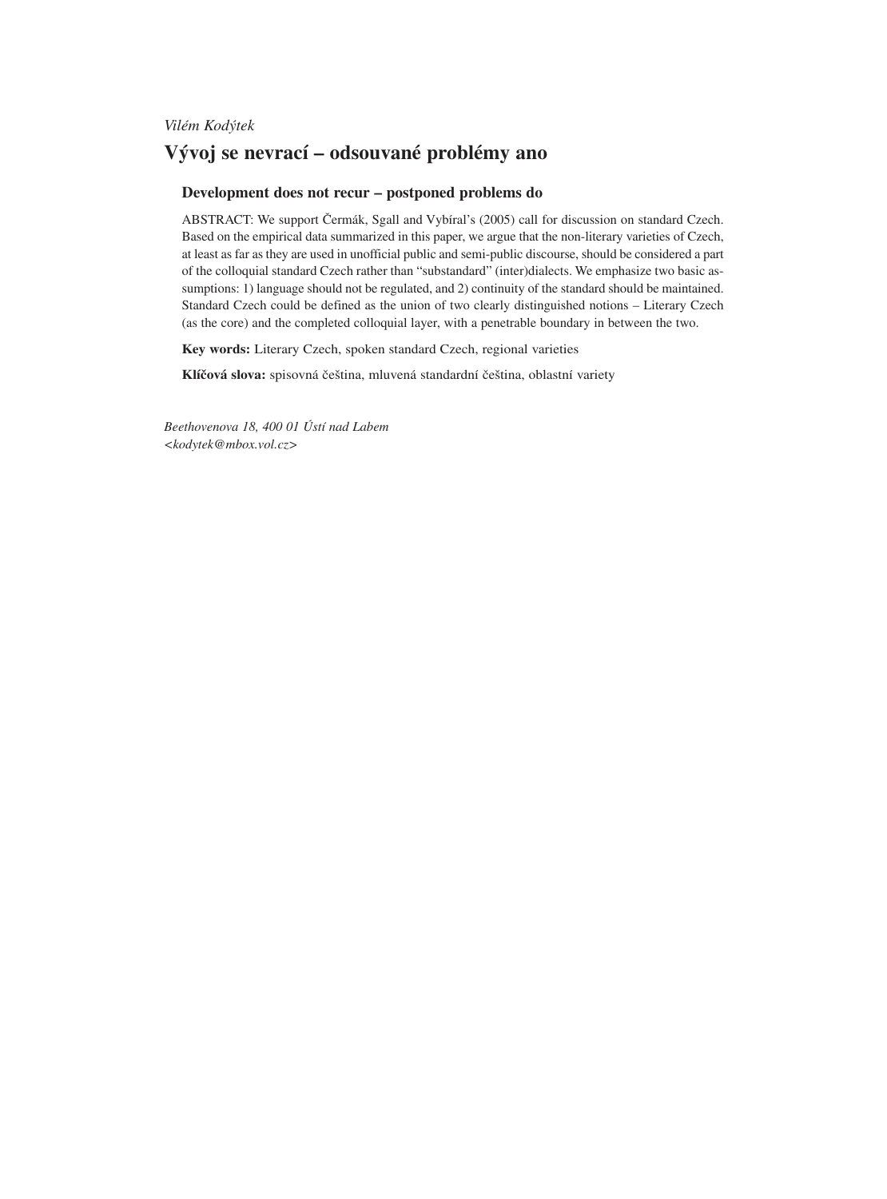*Vilém Kodýtek*

# Vývoj se nevrací – odsouvané problémy ano

## Development does not recur – postponed problems do

ABSTRACT: We support Čermák, Sgall and Vybíral's (2005) call for discussion on standard Czech. Based on the empirical data summarized in this paper, we argue that the non-literary varieties of Czech, at least as far as they are used in unofficial public and semi-public discourse, should be considered a part of the colloquial standard Czech rather than "substandard" (inter)dialects. We emphasize two basic assumptions: 1) language should not be regulated, and 2) continuity of the standard should be maintained. Standard Czech could be defined as the union of two clearly distinguished notions – Literary Czech (as the core) and the completed colloquial layer, with a penetrable boundary in between the two.

**Key words:** Literary Czech, spoken standard Czech, regional varieties

**Klíčová slova:** spisovná čeština, mluvená standardní čeština, oblastní variety

*Beethovenova 18, 400 01 Ústí nad Labem*
*<kodytek@mbox.vol.cz>*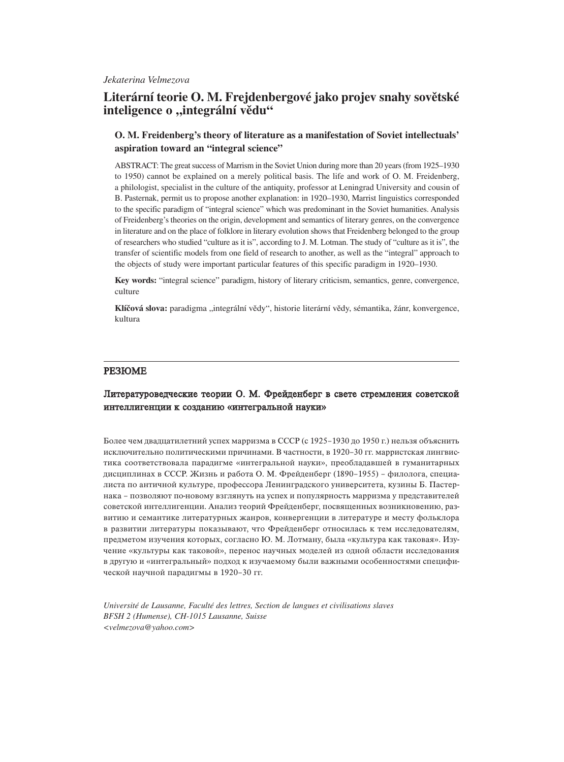*Jekaterina Velmezova*

# Literární teorie O. M. Frejdenbergové jako projev snahy sovětské inteligence o „integrální vědu“

## O. M. Freidenberg's theory of literature as a manifestation of Soviet intellectuals' aspiration toward an "integral science"

ABSTRACT: The great success of Marrism in the Soviet Union during more than 20 years (from 1925–1930 to 1950) cannot be explained on a merely political basis. The life and work of O. M. Freidenberg, a philologist, specialist in the culture of the antiquity, professor at Leningrad University and cousin of B. Pasternak, permit us to propose another explanation: in 1920–1930, Marrist linguistics corresponded to the specific paradigm of "integral science" which was predominant in the Soviet humanities. Analysis of Freidenberg's theories on the origin, development and semantics of literary genres, on the convergence in literature and on the place of folklore in literary evolution shows that Freidenberg belonged to the group of researchers who studied "culture as it is", according to J. M. Lotman. The study of "culture as it is", the transfer of scientific models from one field of research to another, as well as the "integral" approach to the objects of study were important particular features of this specific paradigm in 1920–1930.

**Key words:** "integral science" paradigm, history of literary criticism, semantics, genre, convergence, culture

**Klíčová slova:** paradigma „integrální vědy“, historie literární vědy, sémantika, žánr, konvergence, kultura

---

## РЕЗЮМЕ

### Литературоведческие теории О. М. Фрейденберг в свете стремления советской интеллигенции к созданию «интегральной науки»

Более чем двадцатилетний успех марризма в СССР (с 1925–1930 до 1950 г.) нельзя объяснить исключительно политическими причинами. В частности, в 1920–30 гг. марристская лингвистика соответствовала парадигме «интегральной науки», преобладавшей в гуманитарных дисциплинах в СССР. Жизнь и работа О. М. Фрейденберг (1890–1955) – филолога, специалиста по античной культуре, профессора Ленинградского университета, кузины Б. Пастернака – позволяют по-новому взглянуть на успех и популярность марризма у представителей советской интеллигенции. Анализ теорий Фрейденберг, посвященных возникновению, развитию и семантике литературных жанров, конвергенции в литературе и месту фольклора в развитии литературы показывают, что Фрейденберг относилась к тем исследователям, предметом изучения которых, согласно Ю. М. Лотману, была «культура как таковая». Изучение «культуры как таковой», перенос научных моделей из одной области исследования в другую и «интегральный» подход к изучаемому были важными особенностями специфической научной парадигмы в 1920–30 гг.

*Université de Lausanne, Faculté des lettres, Section de langues et civilisations slaves*
*BFSH 2 (Humense), CH-1015 Lausanne, Suisse*
*<velmezova@yahoo.com>*